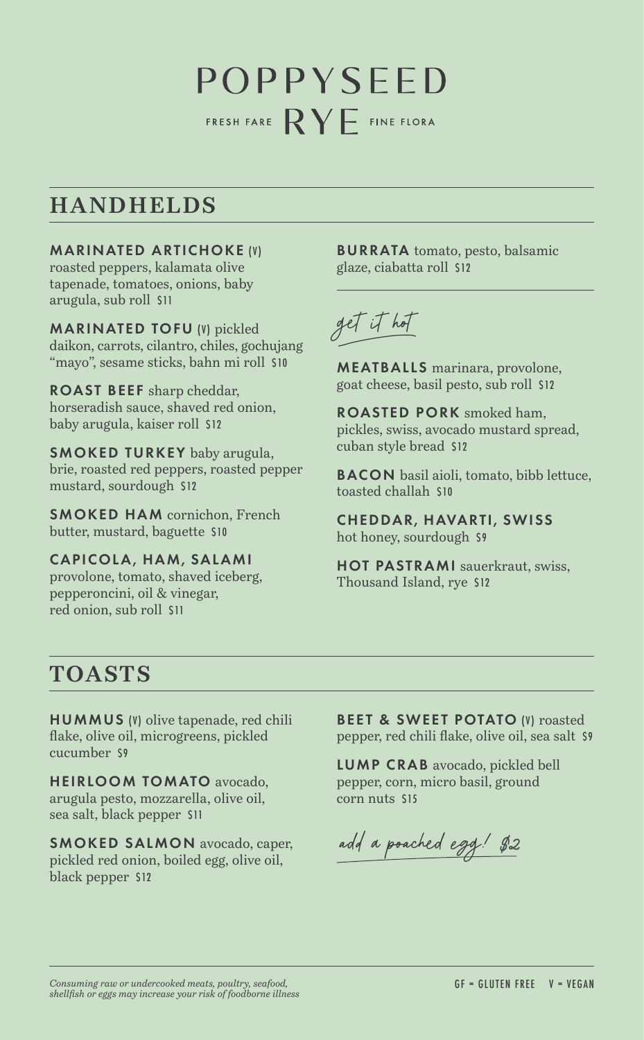# POPPYSEED RYE

FRESH FARE · FINE FLORA

## HANDHELDS

**MARINATED ARTICHOKE (V)** roasted peppers, kalamata olive tapenade, tomatoes, onions, baby arugula, sub roll $11

**MARINATED TOFU (V)** pickled daikon, carrots, cilantro, chiles, gochujang "mayo", sesame sticks, bahn mi roll $10

**ROAST BEEF** sharp cheddar, horseradish sauce, shaved red onion, baby arugula, kaiser roll $12

**SMOKED TURKEY** baby arugula, brie, roasted red peppers, roasted pepper mustard, sourdough $12

**SMOKED HAM** cornichon, French butter, mustard, baguette $10

**CAPICOLA, HAM, SALAMI** provolone, tomato, shaved iceberg, pepperoncini, oil & vinegar, red onion, sub roll $11

**BURRATA** tomato, pesto, balsamic glaze, ciabatta roll $12

### *get it hot*

**MEATBALLS** marinara, provolone, goat cheese, basil pesto, sub roll $12

**ROASTED PORK** smoked ham, pickles, swiss, avocado mustard spread, cuban style bread $12

**BACON** basil aioli, tomato, bibb lettuce, toasted challah $10

**CHEDDAR, HAVARTI, SWISS** hot honey, sourdough $9

**HOT PASTRAMI** sauerkraut, swiss, Thousand Island, rye $12

## TOASTS

**HUMMUS (V)** olive tapenade, red chili flake, olive oil, microgreens, pickled cucumber $9

**HEIRLOOM TOMATO** avocado, arugula pesto, mozzarella, olive oil, sea salt, black pepper $11

**SMOKED SALMON** avocado, caper, pickled red onion, boiled egg, olive oil, black pepper $12

**BEET & SWEET POTATO (V)** roasted pepper, red chili flake, olive oil, sea salt $9

**LUMP CRAB** avocado, pickled bell pepper, corn, micro basil, ground corn nuts $15

*add a poached egg! $2*

---

*Consuming raw or undercooked meats, poultry, seafood, shellfish or eggs may increase your risk of foodborne illness*

GF = GLUTEN FREE V = VEGAN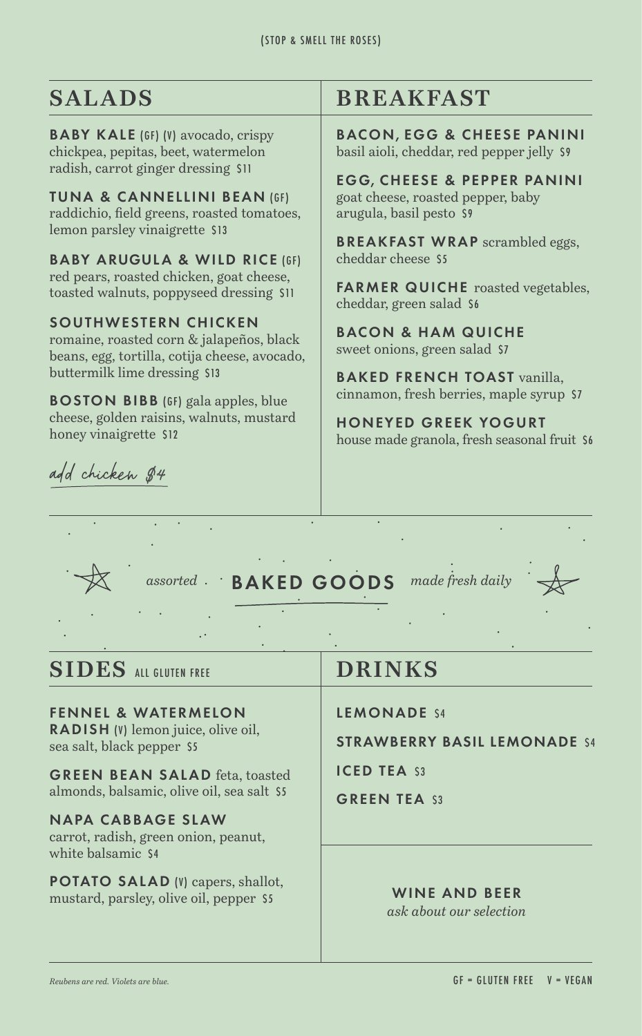(STOP & SMELL THE ROSES)

## SALADS

**BABY KALE** (GF) (V) avocado, crispy chickpea, pepitas, beet, watermelon radish, carrot ginger dressing $11

**TUNA & CANNELLINI BEAN** (GF) raddichio, field greens, roasted tomatoes, lemon parsley vinaigrette $13

**BABY ARUGULA & WILD RICE** (GF) red pears, roasted chicken, goat cheese, toasted walnuts, poppyseed dressing $11

**SOUTHWESTERN CHICKEN** romaine, roasted corn & jalapeños, black beans, egg, tortilla, cotija cheese, avocado, buttermilk lime dressing $13

**BOSTON BIBB** (GF) gala apples, blue cheese, golden raisins, walnuts, mustard honey vinaigrette $12

add chicken $4

## BREAKFAST

**BACON, EGG & CHEESE PANINI** basil aioli, cheddar, red pepper jelly $9

**EGG, CHEESE & PEPPER PANINI** goat cheese, roasted pepper, baby arugula, basil pesto $9

**BREAKFAST WRAP** scrambled eggs, cheddar cheese $5

**FARMER QUICHE** roasted vegetables, cheddar, green salad $6

**BACON & HAM QUICHE** sweet onions, green salad $7

**BAKED FRENCH TOAST** vanilla, cinnamon, fresh berries, maple syrup $7

**HONEYED GREEK YOGURT** house made granola, fresh seasonal fruit $6

*assorted* **BAKED GOODS** *made fresh daily*

## SIDES ALL GLUTEN FREE

**FENNEL & WATERMELON RADISH** (V) lemon juice, olive oil, sea salt, black pepper $5

**GREEN BEAN SALAD** feta, toasted almonds, balsamic, olive oil, sea salt $5

**NAPA CABBAGE SLAW** carrot, radish, green onion, peanut, white balsamic $4

**POTATO SALAD** (V) capers, shallot, mustard, parsley, olive oil, pepper $5

## DRINKS

**LEMONADE** $4

**STRAWBERRY BASIL LEMONADE** $4

**ICED TEA** $3

**GREEN TEA** $3

**WINE AND BEER**
*ask about our selection*

*Reubens are red. Violets are blue.*

GF = GLUTEN FREE V = VEGAN